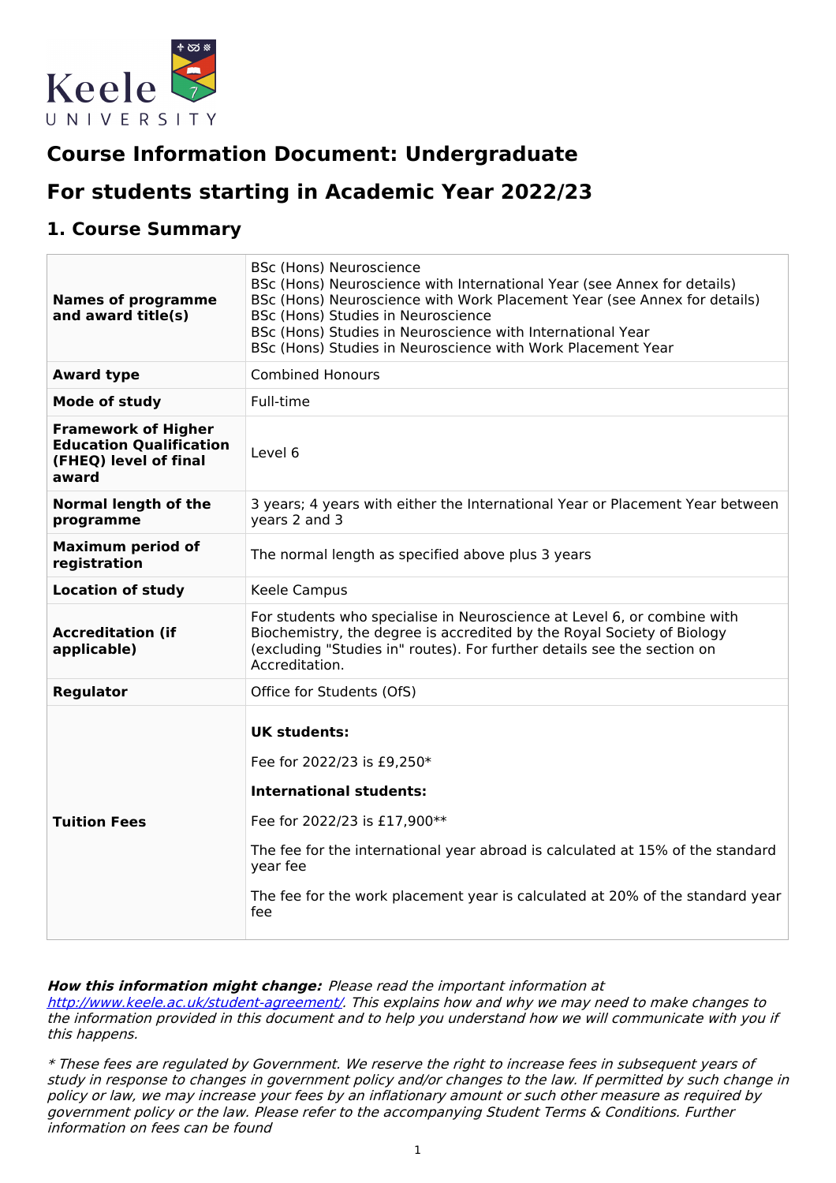# Course Information Document: Undergraduate

# For students starting in Academic Year 2022/23

## 1. Course Summary

| | |
|---|---|
| **Names of programme and award title(s)** | BSc (Hons) Neuroscience<br>BSc (Hons) Neuroscience with International Year (see Annex for details)<br>BSc (Hons) Neuroscience with Work Placement Year (see Annex for details)<br>BSc (Hons) Studies in Neuroscience<br>BSc (Hons) Studies in Neuroscience with International Year<br>BSc (Hons) Studies in Neuroscience with Work Placement Year |
| **Award type** | Combined Honours |
| **Mode of study** | Full-time |
| **Framework of Higher Education Qualification (FHEQ) level of final award** | Level 6 |
| **Normal length of the programme** | 3 years; 4 years with either the International Year or Placement Year between years 2 and 3 |
| **Maximum period of registration** | The normal length as specified above plus 3 years |
| **Location of study** | Keele Campus |
| **Accreditation (if applicable)** | For students who specialise in Neuroscience at Level 6, or combine with Biochemistry, the degree is accredited by the Royal Society of Biology (excluding "Studies in" routes). For further details see the section on Accreditation. |
| **Regulator** | Office for Students (OfS) |
| **Tuition Fees** | **UK students:**<br>Fee for 2022/23 is £9,250*<br>**International students:**<br>Fee for 2022/23 is £17,900**<br>The fee for the international year abroad is calculated at 15% of the standard year fee<br>The fee for the work placement year is calculated at 20% of the standard year fee |

***How this information might change:*** *Please read the important information at [http://www.keele.ac.uk/student-agreement/](http://www.keele.ac.uk/student-agreement/). This explains how and why we may need to make changes to the information provided in this document and to help you understand how we will communicate with you if this happens.*

*\* These fees are regulated by Government. We reserve the right to increase fees in subsequent years of study in response to changes in government policy and/or changes to the law. If permitted by such change in policy or law, we may increase your fees by an inflationary amount or such other measure as required by government policy or the law. Please refer to the accompanying Student Terms & Conditions. Further information on fees can be found*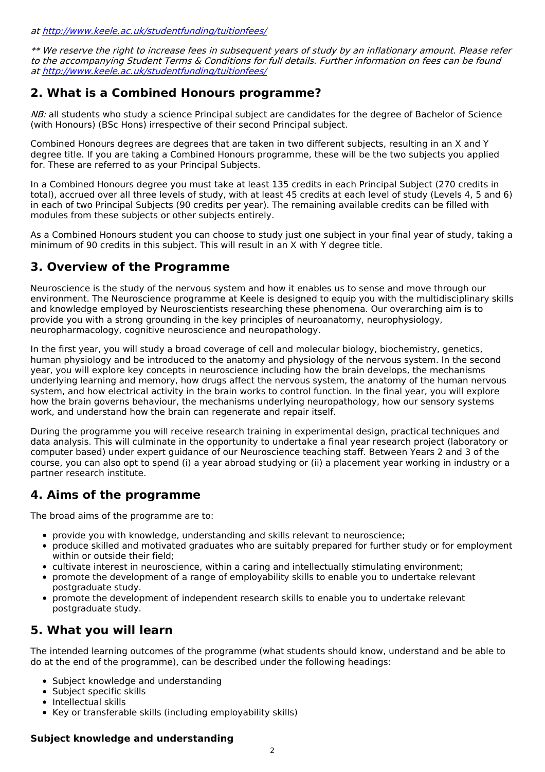*at http://www.keele.ac.uk/studentfunding/tuitionfees/*

*** We reserve the right to increase fees in subsequent years of study by an inflationary amount. Please refer to the accompanying Student Terms & Conditions for full details. Further information on fees can be found at http://www.keele.ac.uk/studentfunding/tuitionfees/*

## 2. What is a Combined Honours programme?

*NB:* all students who study a science Principal subject are candidates for the degree of Bachelor of Science (with Honours) (BSc Hons) irrespective of their second Principal subject.

Combined Honours degrees are degrees that are taken in two different subjects, resulting in an X and Y degree title. If you are taking a Combined Honours programme, these will be the two subjects you applied for. These are referred to as your Principal Subjects.

In a Combined Honours degree you must take at least 135 credits in each Principal Subject (270 credits in total), accrued over all three levels of study, with at least 45 credits at each level of study (Levels 4, 5 and 6) in each of two Principal Subjects (90 credits per year). The remaining available credits can be filled with modules from these subjects or other subjects entirely.

As a Combined Honours student you can choose to study just one subject in your final year of study, taking a minimum of 90 credits in this subject. This will result in an X with Y degree title.

## 3. Overview of the Programme

Neuroscience is the study of the nervous system and how it enables us to sense and move through our environment. The Neuroscience programme at Keele is designed to equip you with the multidisciplinary skills and knowledge employed by Neuroscientists researching these phenomena. Our overarching aim is to provide you with a strong grounding in the key principles of neuroanatomy, neurophysiology, neuropharmacology, cognitive neuroscience and neuropathology.

In the first year, you will study a broad coverage of cell and molecular biology, biochemistry, genetics, human physiology and be introduced to the anatomy and physiology of the nervous system. In the second year, you will explore key concepts in neuroscience including how the brain develops, the mechanisms underlying learning and memory, how drugs affect the nervous system, the anatomy of the human nervous system, and how electrical activity in the brain works to control function. In the final year, you will explore how the brain governs behaviour, the mechanisms underlying neuropathology, how our sensory systems work, and understand how the brain can regenerate and repair itself.

During the programme you will receive research training in experimental design, practical techniques and data analysis. This will culminate in the opportunity to undertake a final year research project (laboratory or computer based) under expert guidance of our Neuroscience teaching staff. Between Years 2 and 3 of the course, you can also opt to spend (i) a year abroad studying or (ii) a placement year working in industry or a partner research institute.

## 4. Aims of the programme

The broad aims of the programme are to:

- provide you with knowledge, understanding and skills relevant to neuroscience;
- produce skilled and motivated graduates who are suitably prepared for further study or for employment within or outside their field;
- cultivate interest in neuroscience, within a caring and intellectually stimulating environment;
- promote the development of a range of employability skills to enable you to undertake relevant postgraduate study.
- promote the development of independent research skills to enable you to undertake relevant postgraduate study.

## 5. What you will learn

The intended learning outcomes of the programme (what students should know, understand and be able to do at the end of the programme), can be described under the following headings:

- Subject knowledge and understanding
- Subject specific skills
- Intellectual skills
- Key or transferable skills (including employability skills)

### Subject knowledge and understanding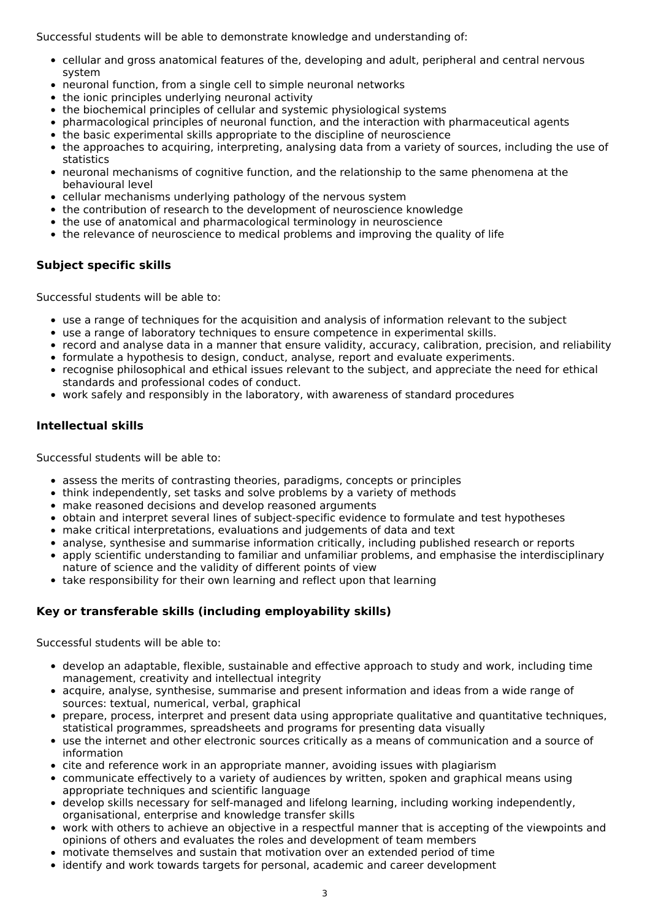Successful students will be able to demonstrate knowledge and understanding of:

- cellular and gross anatomical features of the, developing and adult, peripheral and central nervous system
- neuronal function, from a single cell to simple neuronal networks
- the ionic principles underlying neuronal activity
- the biochemical principles of cellular and systemic physiological systems
- pharmacological principles of neuronal function, and the interaction with pharmaceutical agents
- the basic experimental skills appropriate to the discipline of neuroscience
- the approaches to acquiring, interpreting, analysing data from a variety of sources, including the use of statistics
- neuronal mechanisms of cognitive function, and the relationship to the same phenomena at the behavioural level
- cellular mechanisms underlying pathology of the nervous system
- the contribution of research to the development of neuroscience knowledge
- the use of anatomical and pharmacological terminology in neuroscience
- the relevance of neuroscience to medical problems and improving the quality of life

### Subject specific skills

Successful students will be able to:

- use a range of techniques for the acquisition and analysis of information relevant to the subject
- use a range of laboratory techniques to ensure competence in experimental skills.
- record and analyse data in a manner that ensure validity, accuracy, calibration, precision, and reliability
- formulate a hypothesis to design, conduct, analyse, report and evaluate experiments.
- recognise philosophical and ethical issues relevant to the subject, and appreciate the need for ethical standards and professional codes of conduct.
- work safely and responsibly in the laboratory, with awareness of standard procedures

### Intellectual skills

Successful students will be able to:

- assess the merits of contrasting theories, paradigms, concepts or principles
- think independently, set tasks and solve problems by a variety of methods
- make reasoned decisions and develop reasoned arguments
- obtain and interpret several lines of subject-specific evidence to formulate and test hypotheses
- make critical interpretations, evaluations and judgements of data and text
- analyse, synthesise and summarise information critically, including published research or reports
- apply scientific understanding to familiar and unfamiliar problems, and emphasise the interdisciplinary nature of science and the validity of different points of view
- take responsibility for their own learning and reflect upon that learning

### Key or transferable skills (including employability skills)

Successful students will be able to:

- develop an adaptable, flexible, sustainable and effective approach to study and work, including time management, creativity and intellectual integrity
- acquire, analyse, synthesise, summarise and present information and ideas from a wide range of sources: textual, numerical, verbal, graphical
- prepare, process, interpret and present data using appropriate qualitative and quantitative techniques, statistical programmes, spreadsheets and programs for presenting data visually
- use the internet and other electronic sources critically as a means of communication and a source of information
- cite and reference work in an appropriate manner, avoiding issues with plagiarism
- communicate effectively to a variety of audiences by written, spoken and graphical means using appropriate techniques and scientific language
- develop skills necessary for self-managed and lifelong learning, including working independently, organisational, enterprise and knowledge transfer skills
- work with others to achieve an objective in a respectful manner that is accepting of the viewpoints and opinions of others and evaluates the roles and development of team members
- motivate themselves and sustain that motivation over an extended period of time
- identify and work towards targets for personal, academic and career development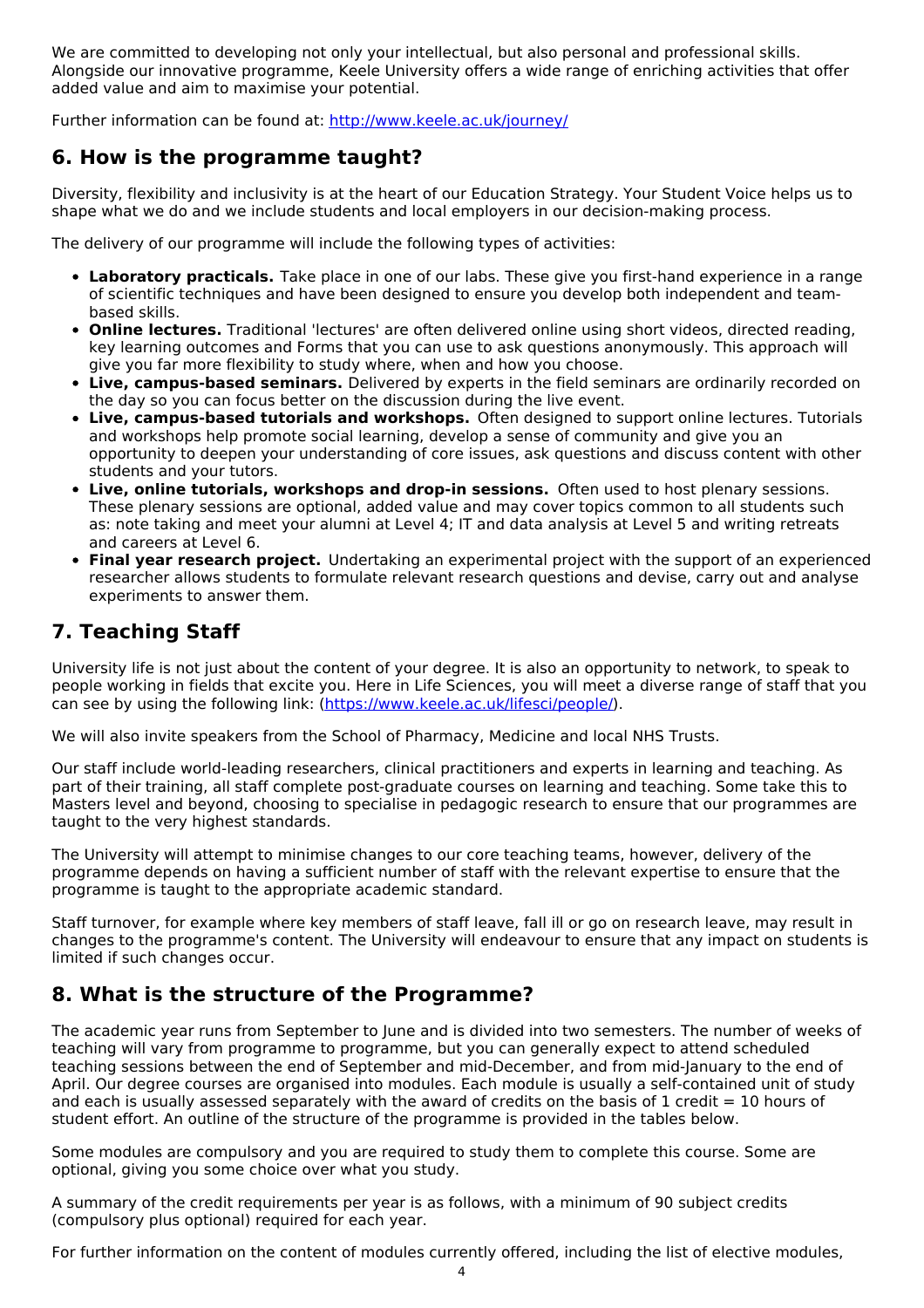We are committed to developing not only your intellectual, but also personal and professional skills. Alongside our innovative programme, Keele University offers a wide range of enriching activities that offer added value and aim to maximise your potential.

Further information can be found at: [http://www.keele.ac.uk/journey/](http://www.keele.ac.uk/journey/)

## 6. How is the programme taught?

Diversity, flexibility and inclusivity is at the heart of our Education Strategy. Your Student Voice helps us to shape what we do and we include students and local employers in our decision-making process.

The delivery of our programme will include the following types of activities:

- **Laboratory practicals.** Take place in one of our labs. These give you first-hand experience in a range of scientific techniques and have been designed to ensure you develop both independent and team-based skills.
- **Online lectures.** Traditional 'lectures' are often delivered online using short videos, directed reading, key learning outcomes and Forms that you can use to ask questions anonymously. This approach will give you far more flexibility to study where, when and how you choose.
- **Live, campus-based seminars.** Delivered by experts in the field seminars are ordinarily recorded on the day so you can focus better on the discussion during the live event.
- **Live, campus-based tutorials and workshops.** Often designed to support online lectures. Tutorials and workshops help promote social learning, develop a sense of community and give you an opportunity to deepen your understanding of core issues, ask questions and discuss content with other students and your tutors.
- **Live, online tutorials, workshops and drop-in sessions.** Often used to host plenary sessions. These plenary sessions are optional, added value and may cover topics common to all students such as: note taking and meet your alumni at Level 4; IT and data analysis at Level 5 and writing retreats and careers at Level 6.
- **Final year research project.** Undertaking an experimental project with the support of an experienced researcher allows students to formulate relevant research questions and devise, carry out and analyse experiments to answer them.

## 7. Teaching Staff

University life is not just about the content of your degree. It is also an opportunity to network, to speak to people working in fields that excite you. Here in Life Sciences, you will meet a diverse range of staff that you can see by using the following link: ([https://www.keele.ac.uk/lifesci/people/](https://www.keele.ac.uk/lifesci/people/)).

We will also invite speakers from the School of Pharmacy, Medicine and local NHS Trusts.

Our staff include world-leading researchers, clinical practitioners and experts in learning and teaching. As part of their training, all staff complete post-graduate courses on learning and teaching. Some take this to Masters level and beyond, choosing to specialise in pedagogic research to ensure that our programmes are taught to the very highest standards.

The University will attempt to minimise changes to our core teaching teams, however, delivery of the programme depends on having a sufficient number of staff with the relevant expertise to ensure that the programme is taught to the appropriate academic standard.

Staff turnover, for example where key members of staff leave, fall ill or go on research leave, may result in changes to the programme's content. The University will endeavour to ensure that any impact on students is limited if such changes occur.

## 8. What is the structure of the Programme?

The academic year runs from September to June and is divided into two semesters. The number of weeks of teaching will vary from programme to programme, but you can generally expect to attend scheduled teaching sessions between the end of September and mid-December, and from mid-January to the end of April. Our degree courses are organised into modules. Each module is usually a self-contained unit of study and each is usually assessed separately with the award of credits on the basis of 1 credit = 10 hours of student effort. An outline of the structure of the programme is provided in the tables below.

Some modules are compulsory and you are required to study them to complete this course. Some are optional, giving you some choice over what you study.

A summary of the credit requirements per year is as follows, with a minimum of 90 subject credits (compulsory plus optional) required for each year.

For further information on the content of modules currently offered, including the list of elective modules,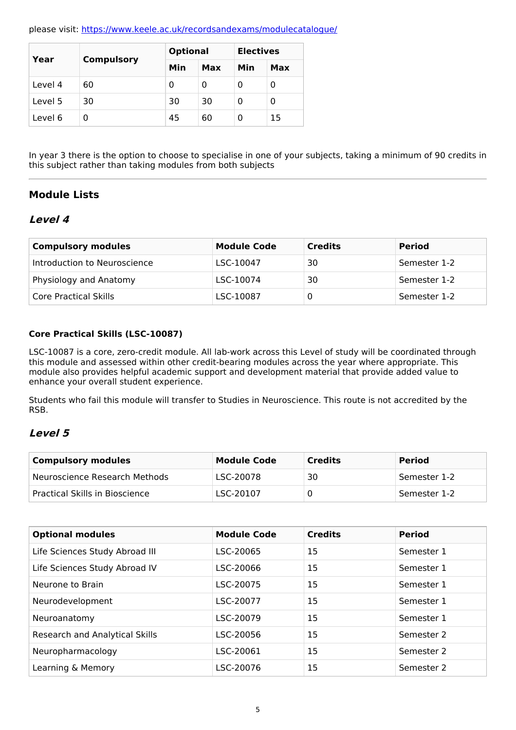please visit: https://www.keele.ac.uk/recordsandexams/modulecatalogue/

| Year | Compulsory | Optional | | Electives | |
|---|---|---|---|---|---|
| | | Min | Max | Min | Max |
| Level 4 | 60 | 0 | 0 | 0 | 0 |
| Level 5 | 30 | 30 | 30 | 0 | 0 |
| Level 6 | 0 | 45 | 60 | 0 | 15 |

In year 3 there is the option to choose to specialise in one of your subjects, taking a minimum of 90 credits in this subject rather than taking modules from both subjects

## Module Lists

### *Level 4*

| Compulsory modules | Module Code | Credits | Period |
|---|---|---|---|
| Introduction to Neuroscience | LSC-10047 | 30 | Semester 1-2 |
| Physiology and Anatomy | LSC-10074 | 30 | Semester 1-2 |
| Core Practical Skills | LSC-10087 | 0 | Semester 1-2 |

**Core Practical Skills (LSC-10087)**

LSC-10087 is a core, zero-credit module. All lab-work across this Level of study will be coordinated through this module and assessed within other credit-bearing modules across the year where appropriate. This module also provides helpful academic support and development material that provide added value to enhance your overall student experience.

Students who fail this module will transfer to Studies in Neuroscience. This route is not accredited by the RSB.

### *Level 5*

| Compulsory modules | Module Code | Credits | Period |
|---|---|---|---|
| Neuroscience Research Methods | LSC-20078 | 30 | Semester 1-2 |
| Practical Skills in Bioscience | LSC-20107 | 0 | Semester 1-2 |

| Optional modules | Module Code | Credits | Period |
|---|---|---|---|
| Life Sciences Study Abroad III | LSC-20065 | 15 | Semester 1 |
| Life Sciences Study Abroad IV | LSC-20066 | 15 | Semester 1 |
| Neurone to Brain | LSC-20075 | 15 | Semester 1 |
| Neurodevelopment | LSC-20077 | 15 | Semester 1 |
| Neuroanatomy | LSC-20079 | 15 | Semester 1 |
| Research and Analytical Skills | LSC-20056 | 15 | Semester 2 |
| Neuropharmacology | LSC-20061 | 15 | Semester 2 |
| Learning & Memory | LSC-20076 | 15 | Semester 2 |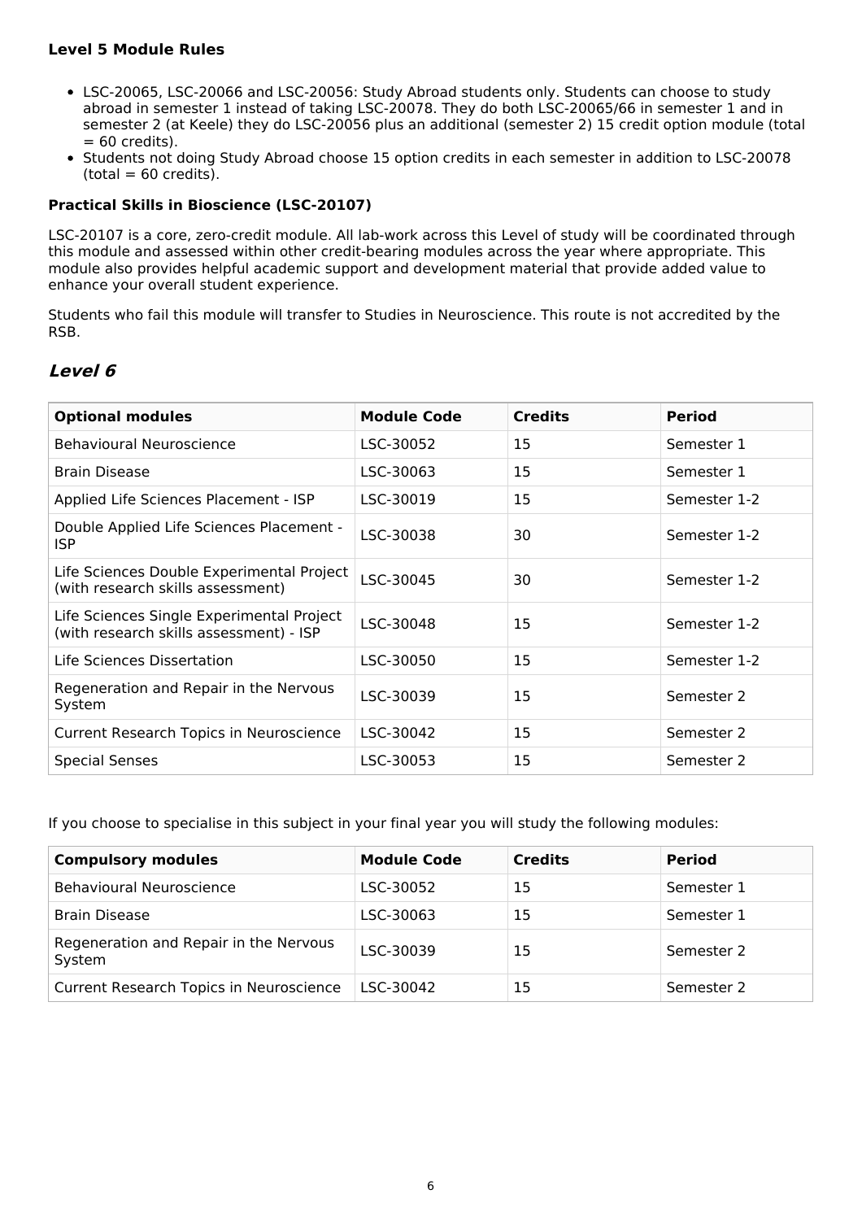### Level 5 Module Rules

- LSC-20065, LSC-20066 and LSC-20056: Study Abroad students only. Students can choose to study abroad in semester 1 instead of taking LSC-20078. They do both LSC-20065/66 in semester 1 and in semester 2 (at Keele) they do LSC-20056 plus an additional (semester 2) 15 credit option module (total = 60 credits).
- Students not doing Study Abroad choose 15 option credits in each semester in addition to LSC-20078 (total = 60 credits).

### Practical Skills in Bioscience (LSC-20107)

LSC-20107 is a core, zero-credit module. All lab-work across this Level of study will be coordinated through this module and assessed within other credit-bearing modules across the year where appropriate. This module also provides helpful academic support and development material that provide added value to enhance your overall student experience.

Students who fail this module will transfer to Studies in Neuroscience. This route is not accredited by the RSB.

## *Level 6*

| Optional modules | Module Code | Credits | Period |
|---|---|---|---|
| Behavioural Neuroscience | LSC-30052 | 15 | Semester 1 |
| Brain Disease | LSC-30063 | 15 | Semester 1 |
| Applied Life Sciences Placement - ISP | LSC-30019 | 15 | Semester 1-2 |
| Double Applied Life Sciences Placement - ISP | LSC-30038 | 30 | Semester 1-2 |
| Life Sciences Double Experimental Project (with research skills assessment) | LSC-30045 | 30 | Semester 1-2 |
| Life Sciences Single Experimental Project (with research skills assessment) - ISP | LSC-30048 | 15 | Semester 1-2 |
| Life Sciences Dissertation | LSC-30050 | 15 | Semester 1-2 |
| Regeneration and Repair in the Nervous System | LSC-30039 | 15 | Semester 2 |
| Current Research Topics in Neuroscience | LSC-30042 | 15 | Semester 2 |
| Special Senses | LSC-30053 | 15 | Semester 2 |

If you choose to specialise in this subject in your final year you will study the following modules:

| Compulsory modules | Module Code | Credits | Period |
|---|---|---|---|
| Behavioural Neuroscience | LSC-30052 | 15 | Semester 1 |
| Brain Disease | LSC-30063 | 15 | Semester 1 |
| Regeneration and Repair in the Nervous System | LSC-30039 | 15 | Semester 2 |
| Current Research Topics in Neuroscience | LSC-30042 | 15 | Semester 2 |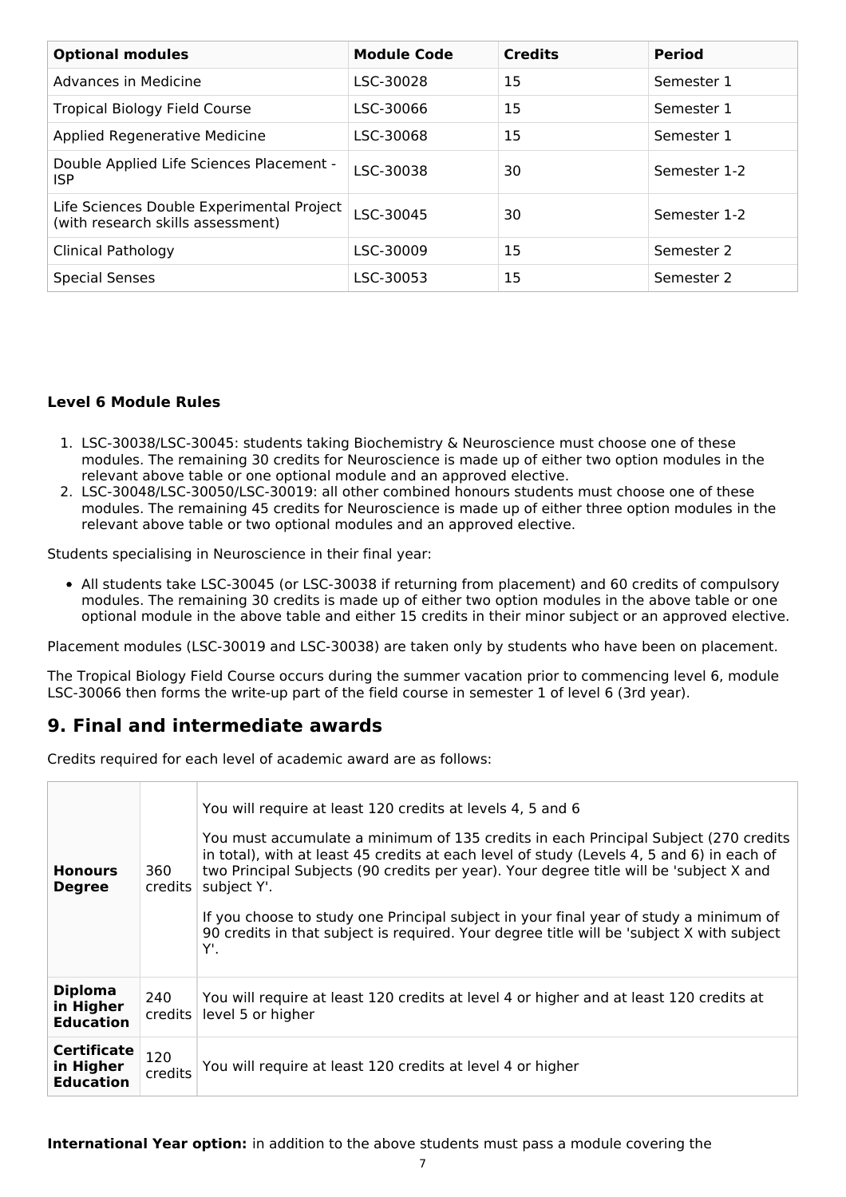| Optional modules | Module Code | Credits | Period |
| --- | --- | --- | --- |
| Advances in Medicine | LSC-30028 | 15 | Semester 1 |
| Tropical Biology Field Course | LSC-30066 | 15 | Semester 1 |
| Applied Regenerative Medicine | LSC-30068 | 15 | Semester 1 |
| Double Applied Life Sciences Placement - ISP | LSC-30038 | 30 | Semester 1-2 |
| Life Sciences Double Experimental Project (with research skills assessment) | LSC-30045 | 30 | Semester 1-2 |
| Clinical Pathology | LSC-30009 | 15 | Semester 2 |
| Special Senses | LSC-30053 | 15 | Semester 2 |

### Level 6 Module Rules

1. LSC-30038/LSC-30045: students taking Biochemistry & Neuroscience must choose one of these modules. The remaining 30 credits for Neuroscience is made up of either two option modules in the relevant above table or one optional module and an approved elective.
2. LSC-30048/LSC-30050/LSC-30019: all other combined honours students must choose one of these modules. The remaining 45 credits for Neuroscience is made up of either three option modules in the relevant above table or two optional modules and an approved elective.

Students specialising in Neuroscience in their final year:

- All students take LSC-30045 (or LSC-30038 if returning from placement) and 60 credits of compulsory modules. The remaining 30 credits is made up of either two option modules in the above table or one optional module in the above table and either 15 credits in their minor subject or an approved elective.

Placement modules (LSC-30019 and LSC-30038) are taken only by students who have been on placement.

The Tropical Biology Field Course occurs during the summer vacation prior to commencing level 6, module LSC-30066 then forms the write-up part of the field course in semester 1 of level 6 (3rd year).

## 9. Final and intermediate awards

Credits required for each level of academic award are as follows:

| | | |
| --- | --- | --- |
| **Honours Degree** | 360 credits | You will require at least 120 credits at levels 4, 5 and 6<br><br>You must accumulate a minimum of 135 credits in each Principal Subject (270 credits in total), with at least 45 credits at each level of study (Levels 4, 5 and 6) in each of two Principal Subjects (90 credits per year). Your degree title will be 'subject X and subject Y'.<br><br>If you choose to study one Principal subject in your final year of study a minimum of 90 credits in that subject is required. Your degree title will be 'subject X with subject Y'. |
| **Diploma in Higher Education** | 240 credits | You will require at least 120 credits at level 4 or higher and at least 120 credits at level 5 or higher |
| **Certificate in Higher Education** | 120 credits | You will require at least 120 credits at level 4 or higher |

**International Year option:** in addition to the above students must pass a module covering the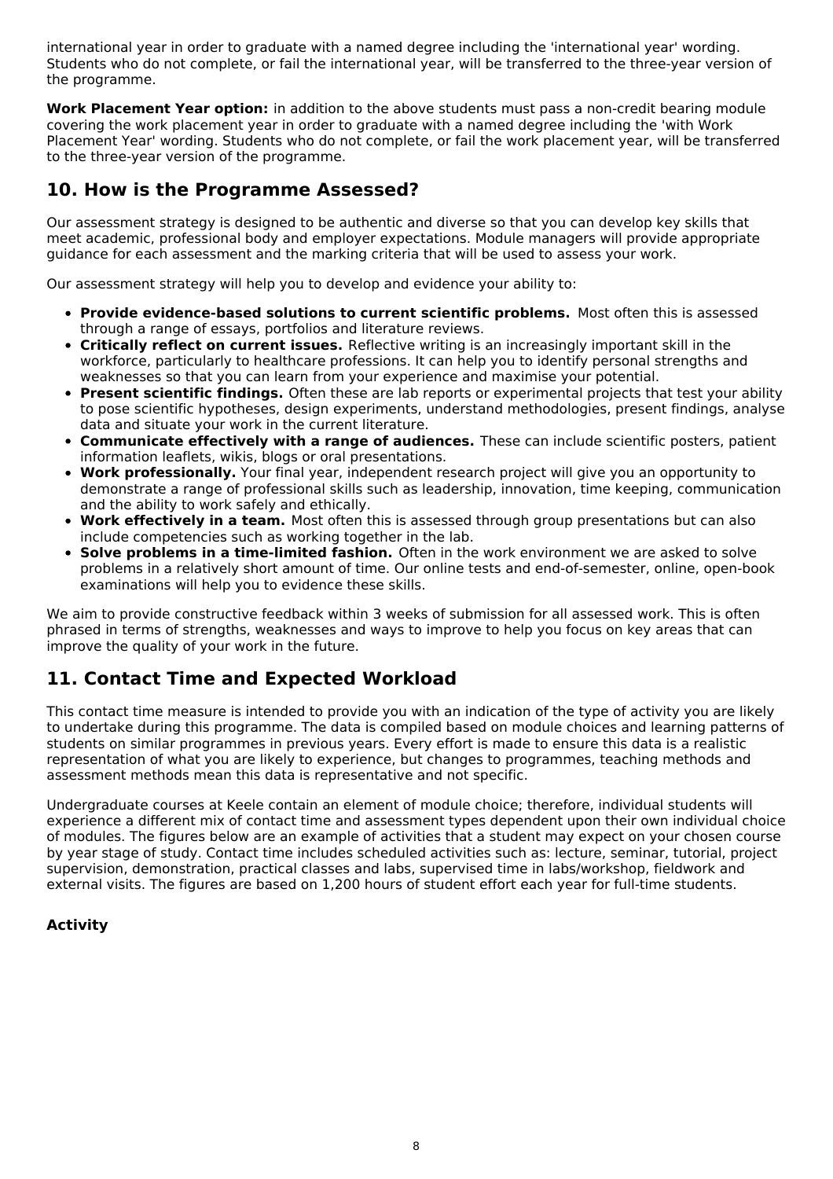international year in order to graduate with a named degree including the 'international year' wording. Students who do not complete, or fail the international year, will be transferred to the three-year version of the programme.

**Work Placement Year option:** in addition to the above students must pass a non-credit bearing module covering the work placement year in order to graduate with a named degree including the 'with Work Placement Year' wording. Students who do not complete, or fail the work placement year, will be transferred to the three-year version of the programme.

## 10. How is the Programme Assessed?

Our assessment strategy is designed to be authentic and diverse so that you can develop key skills that meet academic, professional body and employer expectations. Module managers will provide appropriate guidance for each assessment and the marking criteria that will be used to assess your work.

Our assessment strategy will help you to develop and evidence your ability to:

- **Provide evidence-based solutions to current scientific problems.** Most often this is assessed through a range of essays, portfolios and literature reviews.
- **Critically reflect on current issues.** Reflective writing is an increasingly important skill in the workforce, particularly to healthcare professions. It can help you to identify personal strengths and weaknesses so that you can learn from your experience and maximise your potential.
- **Present scientific findings.** Often these are lab reports or experimental projects that test your ability to pose scientific hypotheses, design experiments, understand methodologies, present findings, analyse data and situate your work in the current literature.
- **Communicate effectively with a range of audiences.** These can include scientific posters, patient information leaflets, wikis, blogs or oral presentations.
- **Work professionally.** Your final year, independent research project will give you an opportunity to demonstrate a range of professional skills such as leadership, innovation, time keeping, communication and the ability to work safely and ethically.
- **Work effectively in a team.** Most often this is assessed through group presentations but can also include competencies such as working together in the lab.
- **Solve problems in a time-limited fashion.** Often in the work environment we are asked to solve problems in a relatively short amount of time. Our online tests and end-of-semester, online, open-book examinations will help you to evidence these skills.

We aim to provide constructive feedback within 3 weeks of submission for all assessed work. This is often phrased in terms of strengths, weaknesses and ways to improve to help you focus on key areas that can improve the quality of your work in the future.

## 11. Contact Time and Expected Workload

This contact time measure is intended to provide you with an indication of the type of activity you are likely to undertake during this programme. The data is compiled based on module choices and learning patterns of students on similar programmes in previous years. Every effort is made to ensure this data is a realistic representation of what you are likely to experience, but changes to programmes, teaching methods and assessment methods mean this data is representative and not specific.

Undergraduate courses at Keele contain an element of module choice; therefore, individual students will experience a different mix of contact time and assessment types dependent upon their own individual choice of modules. The figures below are an example of activities that a student may expect on your chosen course by year stage of study. Contact time includes scheduled activities such as: lecture, seminar, tutorial, project supervision, demonstration, practical classes and labs, supervised time in labs/workshop, fieldwork and external visits. The figures are based on 1,200 hours of student effort each year for full-time students.

**Activity**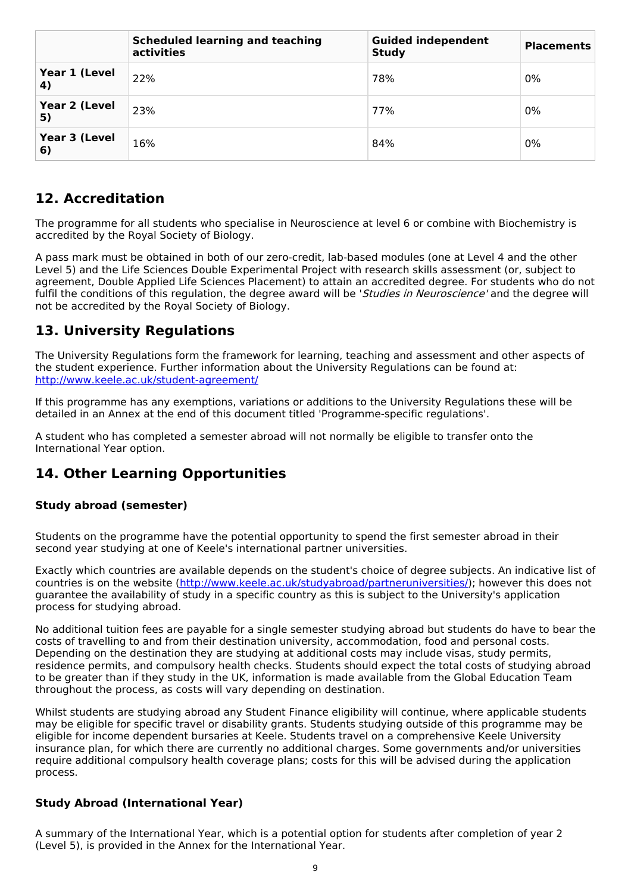| | Scheduled learning and teaching activities | Guided independent Study | Placements |
|---|---|---|---|
| **Year 1 (Level 4)** | 22% | 78% | 0% |
| **Year 2 (Level 5)** | 23% | 77% | 0% |
| **Year 3 (Level 6)** | 16% | 84% | 0% |

## 12. Accreditation

The programme for all students who specialise in Neuroscience at level 6 or combine with Biochemistry is accredited by the Royal Society of Biology.

A pass mark must be obtained in both of our zero-credit, lab-based modules (one at Level 4 and the other Level 5) and the Life Sciences Double Experimental Project with research skills assessment (or, subject to agreement, Double Applied Life Sciences Placement) to attain an accredited degree. For students who do not fulfil the conditions of this regulation, the degree award will be '*Studies in Neuroscience*' and the degree will not be accredited by the Royal Society of Biology.

## 13. University Regulations

The University Regulations form the framework for learning, teaching and assessment and other aspects of the student experience. Further information about the University Regulations can be found at: [http://www.keele.ac.uk/student-agreement/](http://www.keele.ac.uk/student-agreement/)

If this programme has any exemptions, variations or additions to the University Regulations these will be detailed in an Annex at the end of this document titled 'Programme-specific regulations'.

A student who has completed a semester abroad will not normally be eligible to transfer onto the International Year option.

## 14. Other Learning Opportunities

### Study abroad (semester)

Students on the programme have the potential opportunity to spend the first semester abroad in their second year studying at one of Keele's international partner universities.

Exactly which countries are available depends on the student's choice of degree subjects. An indicative list of countries is on the website ([http://www.keele.ac.uk/studyabroad/partneruniversities/](http://www.keele.ac.uk/studyabroad/partneruniversities/)); however this does not guarantee the availability of study in a specific country as this is subject to the University's application process for studying abroad.

No additional tuition fees are payable for a single semester studying abroad but students do have to bear the costs of travelling to and from their destination university, accommodation, food and personal costs. Depending on the destination they are studying at additional costs may include visas, study permits, residence permits, and compulsory health checks. Students should expect the total costs of studying abroad to be greater than if they study in the UK, information is made available from the Global Education Team throughout the process, as costs will vary depending on destination.

Whilst students are studying abroad any Student Finance eligibility will continue, where applicable students may be eligible for specific travel or disability grants. Students studying outside of this programme may be eligible for income dependent bursaries at Keele. Students travel on a comprehensive Keele University insurance plan, for which there are currently no additional charges. Some governments and/or universities require additional compulsory health coverage plans; costs for this will be advised during the application process.

### Study Abroad (International Year)

A summary of the International Year, which is a potential option for students after completion of year 2 (Level 5), is provided in the Annex for the International Year.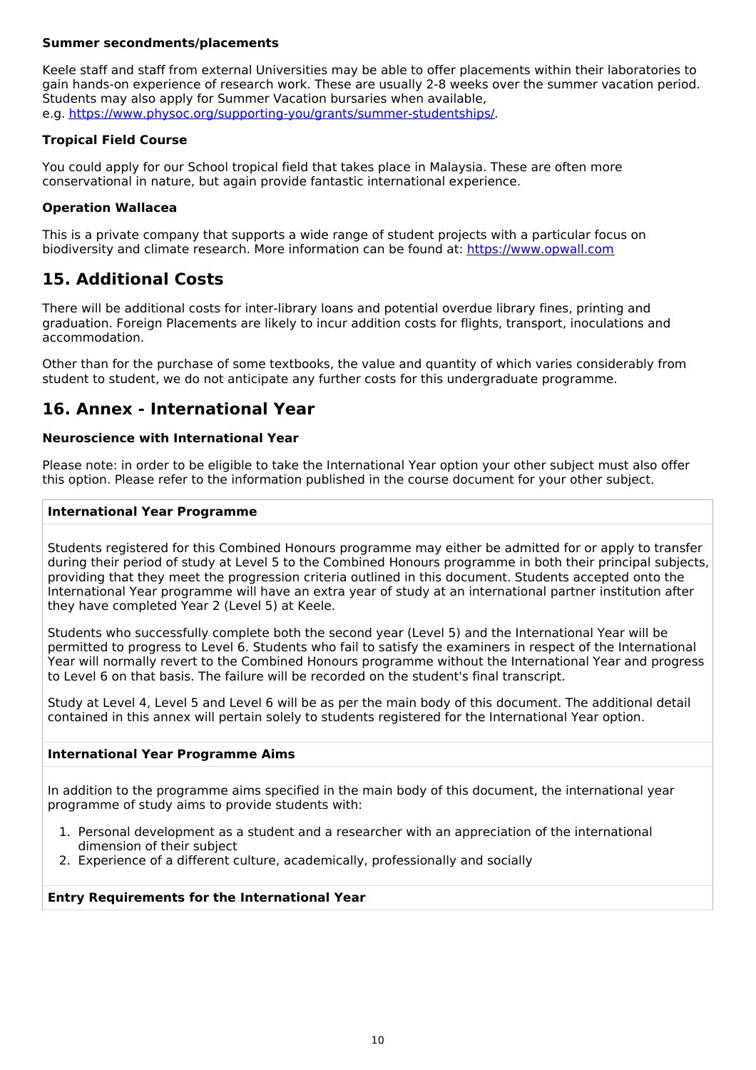**Summer secondments/placements**

Keele staff and staff from external Universities may be able to offer placements within their laboratories to gain hands-on experience of research work. These are usually 2-8 weeks over the summer vacation period. Students may also apply for Summer Vacation bursaries when available, e.g. https://www.physoc.org/supporting-you/grants/summer-studentships/.

**Tropical Field Course**

You could apply for our School tropical field that takes place in Malaysia. These are often more conservational in nature, but again provide fantastic international experience.

**Operation Wallacea**

This is a private company that supports a wide range of student projects with a particular focus on biodiversity and climate research. More information can be found at: https://www.opwall.com

## 15. Additional Costs

There will be additional costs for inter-library loans and potential overdue library fines, printing and graduation. Foreign Placements are likely to incur addition costs for flights, transport, inoculations and accommodation.

Other than for the purchase of some textbooks, the value and quantity of which varies considerably from student to student, we do not anticipate any further costs for this undergraduate programme.

## 16. Annex - International Year

**Neuroscience with International Year**

Please note: in order to be eligible to take the International Year option your other subject must also offer this option. Please refer to the information published in the course document for your other subject.

**International Year Programme**

Students registered for this Combined Honours programme may either be admitted for or apply to transfer during their period of study at Level 5 to the Combined Honours programme in both their principal subjects, providing that they meet the progression criteria outlined in this document. Students accepted onto the International Year programme will have an extra year of study at an international partner institution after they have completed Year 2 (Level 5) at Keele.

Students who successfully complete both the second year (Level 5) and the International Year will be permitted to progress to Level 6. Students who fail to satisfy the examiners in respect of the International Year will normally revert to the Combined Honours programme without the International Year and progress to Level 6 on that basis. The failure will be recorded on the student's final transcript.

Study at Level 4, Level 5 and Level 6 will be as per the main body of this document. The additional detail contained in this annex will pertain solely to students registered for the International Year option.

**International Year Programme Aims**

In addition to the programme aims specified in the main body of this document, the international year programme of study aims to provide students with:

1. Personal development as a student and a researcher with an appreciation of the international dimension of their subject
2. Experience of a different culture, academically, professionally and socially

**Entry Requirements for the International Year**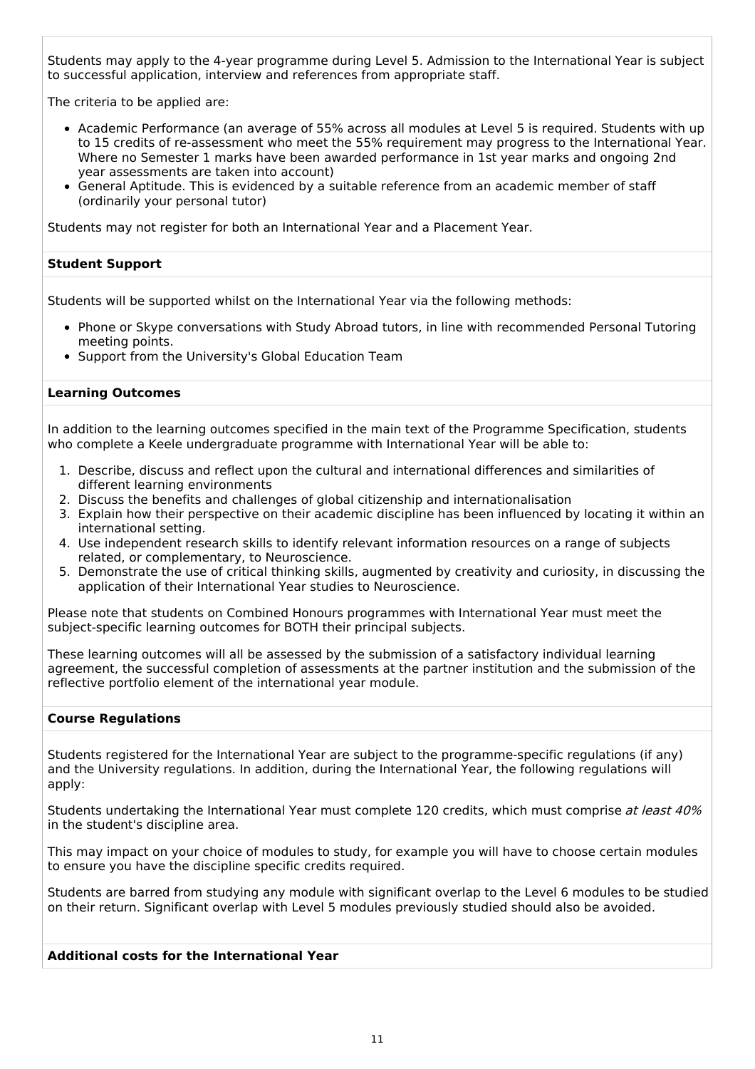Students may apply to the 4-year programme during Level 5. Admission to the International Year is subject to successful application, interview and references from appropriate staff.

The criteria to be applied are:

- Academic Performance (an average of 55% across all modules at Level 5 is required. Students with up to 15 credits of re-assessment who meet the 55% requirement may progress to the International Year. Where no Semester 1 marks have been awarded performance in 1st year marks and ongoing 2nd year assessments are taken into account)
- General Aptitude. This is evidenced by a suitable reference from an academic member of staff (ordinarily your personal tutor)

Students may not register for both an International Year and a Placement Year.

**Student Support**

Students will be supported whilst on the International Year via the following methods:

- Phone or Skype conversations with Study Abroad tutors, in line with recommended Personal Tutoring meeting points.
- Support from the University's Global Education Team

**Learning Outcomes**

In addition to the learning outcomes specified in the main text of the Programme Specification, students who complete a Keele undergraduate programme with International Year will be able to:

1. Describe, discuss and reflect upon the cultural and international differences and similarities of different learning environments
2. Discuss the benefits and challenges of global citizenship and internationalisation
3. Explain how their perspective on their academic discipline has been influenced by locating it within an international setting.
4. Use independent research skills to identify relevant information resources on a range of subjects related, or complementary, to Neuroscience.
5. Demonstrate the use of critical thinking skills, augmented by creativity and curiosity, in discussing the application of their International Year studies to Neuroscience.

Please note that students on Combined Honours programmes with International Year must meet the subject-specific learning outcomes for BOTH their principal subjects.

These learning outcomes will all be assessed by the submission of a satisfactory individual learning agreement, the successful completion of assessments at the partner institution and the submission of the reflective portfolio element of the international year module.

**Course Regulations**

Students registered for the International Year are subject to the programme-specific regulations (if any) and the University regulations. In addition, during the International Year, the following regulations will apply:

Students undertaking the International Year must complete 120 credits, which must comprise *at least 40%* in the student's discipline area.

This may impact on your choice of modules to study, for example you will have to choose certain modules to ensure you have the discipline specific credits required.

Students are barred from studying any module with significant overlap to the Level 6 modules to be studied on their return. Significant overlap with Level 5 modules previously studied should also be avoided.

**Additional costs for the International Year**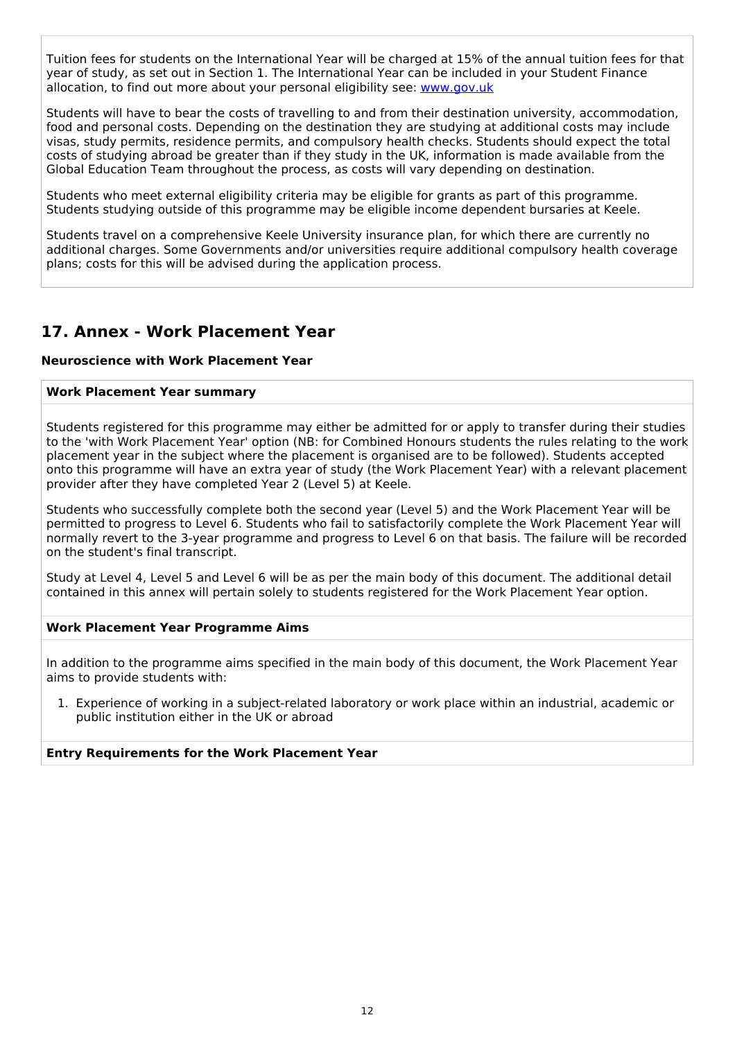Tuition fees for students on the International Year will be charged at 15% of the annual tuition fees for that year of study, as set out in Section 1. The International Year can be included in your Student Finance allocation, to find out more about your personal eligibility see: [www.gov.uk](www.gov.uk)

Students will have to bear the costs of travelling to and from their destination university, accommodation, food and personal costs. Depending on the destination they are studying at additional costs may include visas, study permits, residence permits, and compulsory health checks. Students should expect the total costs of studying abroad be greater than if they study in the UK, information is made available from the Global Education Team throughout the process, as costs will vary depending on destination.

Students who meet external eligibility criteria may be eligible for grants as part of this programme. Students studying outside of this programme may be eligible income dependent bursaries at Keele.

Students travel on a comprehensive Keele University insurance plan, for which there are currently no additional charges. Some Governments and/or universities require additional compulsory health coverage plans; costs for this will be advised during the application process.

## 17. Annex - Work Placement Year

**Neuroscience with Work Placement Year**

**Work Placement Year summary**

Students registered for this programme may either be admitted for or apply to transfer during their studies to the 'with Work Placement Year' option (NB: for Combined Honours students the rules relating to the work placement year in the subject where the placement is organised are to be followed). Students accepted onto this programme will have an extra year of study (the Work Placement Year) with a relevant placement provider after they have completed Year 2 (Level 5) at Keele.

Students who successfully complete both the second year (Level 5) and the Work Placement Year will be permitted to progress to Level 6. Students who fail to satisfactorily complete the Work Placement Year will normally revert to the 3-year programme and progress to Level 6 on that basis. The failure will be recorded on the student's final transcript.

Study at Level 4, Level 5 and Level 6 will be as per the main body of this document. The additional detail contained in this annex will pertain solely to students registered for the Work Placement Year option.

**Work Placement Year Programme Aims**

In addition to the programme aims specified in the main body of this document, the Work Placement Year aims to provide students with:

1. Experience of working in a subject-related laboratory or work place within an industrial, academic or public institution either in the UK or abroad

**Entry Requirements for the Work Placement Year**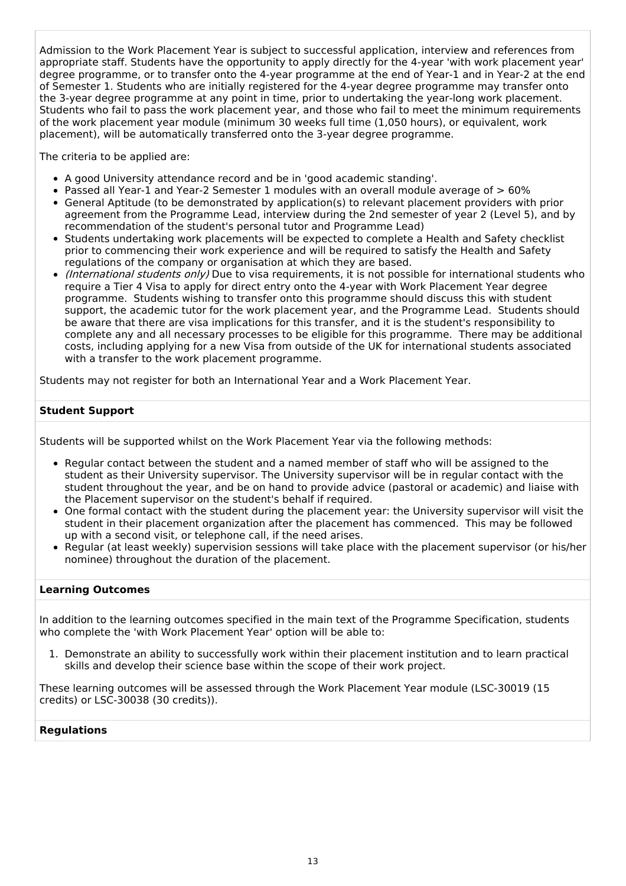Admission to the Work Placement Year is subject to successful application, interview and references from appropriate staff. Students have the opportunity to apply directly for the 4-year 'with work placement year' degree programme, or to transfer onto the 4-year programme at the end of Year-1 and in Year-2 at the end of Semester 1. Students who are initially registered for the 4-year degree programme may transfer onto the 3-year degree programme at any point in time, prior to undertaking the year-long work placement. Students who fail to pass the work placement year, and those who fail to meet the minimum requirements of the work placement year module (minimum 30 weeks full time (1,050 hours), or equivalent, work placement), will be automatically transferred onto the 3-year degree programme.

The criteria to be applied are:

- A good University attendance record and be in 'good academic standing'.
- Passed all Year-1 and Year-2 Semester 1 modules with an overall module average of > 60%
- General Aptitude (to be demonstrated by application(s) to relevant placement providers with prior agreement from the Programme Lead, interview during the 2nd semester of year 2 (Level 5), and by recommendation of the student's personal tutor and Programme Lead)
- Students undertaking work placements will be expected to complete a Health and Safety checklist prior to commencing their work experience and will be required to satisfy the Health and Safety regulations of the company or organisation at which they are based.
- *(International students only)* Due to visa requirements, it is not possible for international students who require a Tier 4 Visa to apply for direct entry onto the 4-year with Work Placement Year degree programme. Students wishing to transfer onto this programme should discuss this with student support, the academic tutor for the work placement year, and the Programme Lead. Students should be aware that there are visa implications for this transfer, and it is the student's responsibility to complete any and all necessary processes to be eligible for this programme. There may be additional costs, including applying for a new Visa from outside of the UK for international students associated with a transfer to the work placement programme.

Students may not register for both an International Year and a Work Placement Year.

**Student Support**

Students will be supported whilst on the Work Placement Year via the following methods:

- Regular contact between the student and a named member of staff who will be assigned to the student as their University supervisor. The University supervisor will be in regular contact with the student throughout the year, and be on hand to provide advice (pastoral or academic) and liaise with the Placement supervisor on the student's behalf if required.
- One formal contact with the student during the placement year: the University supervisor will visit the student in their placement organization after the placement has commenced. This may be followed up with a second visit, or telephone call, if the need arises.
- Regular (at least weekly) supervision sessions will take place with the placement supervisor (or his/her nominee) throughout the duration of the placement.

**Learning Outcomes**

In addition to the learning outcomes specified in the main text of the Programme Specification, students who complete the 'with Work Placement Year' option will be able to:

1. Demonstrate an ability to successfully work within their placement institution and to learn practical skills and develop their science base within the scope of their work project.

These learning outcomes will be assessed through the Work Placement Year module (LSC-30019 (15 credits) or LSC-30038 (30 credits)).

**Regulations**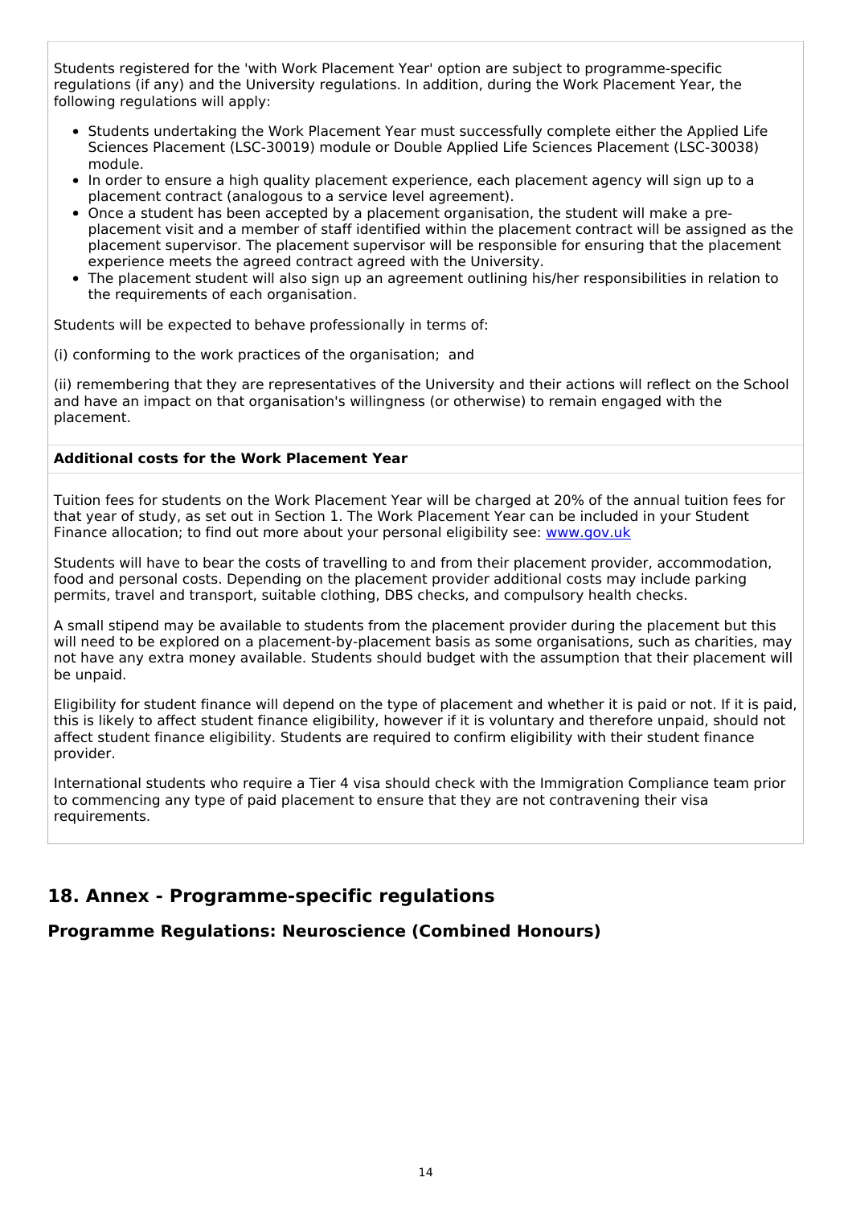Students registered for the 'with Work Placement Year' option are subject to programme-specific regulations (if any) and the University regulations. In addition, during the Work Placement Year, the following regulations will apply:

- Students undertaking the Work Placement Year must successfully complete either the Applied Life Sciences Placement (LSC-30019) module or Double Applied Life Sciences Placement (LSC-30038) module.
- In order to ensure a high quality placement experience, each placement agency will sign up to a placement contract (analogous to a service level agreement).
- Once a student has been accepted by a placement organisation, the student will make a pre-placement visit and a member of staff identified within the placement contract will be assigned as the placement supervisor. The placement supervisor will be responsible for ensuring that the placement experience meets the agreed contract agreed with the University.
- The placement student will also sign up an agreement outlining his/her responsibilities in relation to the requirements of each organisation.

Students will be expected to behave professionally in terms of:

(i) conforming to the work practices of the organisation; and

(ii) remembering that they are representatives of the University and their actions will reflect on the School and have an impact on that organisation's willingness (or otherwise) to remain engaged with the placement.

**Additional costs for the Work Placement Year**

Tuition fees for students on the Work Placement Year will be charged at 20% of the annual tuition fees for that year of study, as set out in Section 1. The Work Placement Year can be included in your Student Finance allocation; to find out more about your personal eligibility see: [www.gov.uk](www.gov.uk)

Students will have to bear the costs of travelling to and from their placement provider, accommodation, food and personal costs. Depending on the placement provider additional costs may include parking permits, travel and transport, suitable clothing, DBS checks, and compulsory health checks.

A small stipend may be available to students from the placement provider during the placement but this will need to be explored on a placement-by-placement basis as some organisations, such as charities, may not have any extra money available. Students should budget with the assumption that their placement will be unpaid.

Eligibility for student finance will depend on the type of placement and whether it is paid or not. If it is paid, this is likely to affect student finance eligibility, however if it is voluntary and therefore unpaid, should not affect student finance eligibility. Students are required to confirm eligibility with their student finance provider.

International students who require a Tier 4 visa should check with the Immigration Compliance team prior to commencing any type of paid placement to ensure that they are not contravening their visa requirements.

## 18. Annex - Programme-specific regulations

### Programme Regulations: Neuroscience (Combined Honours)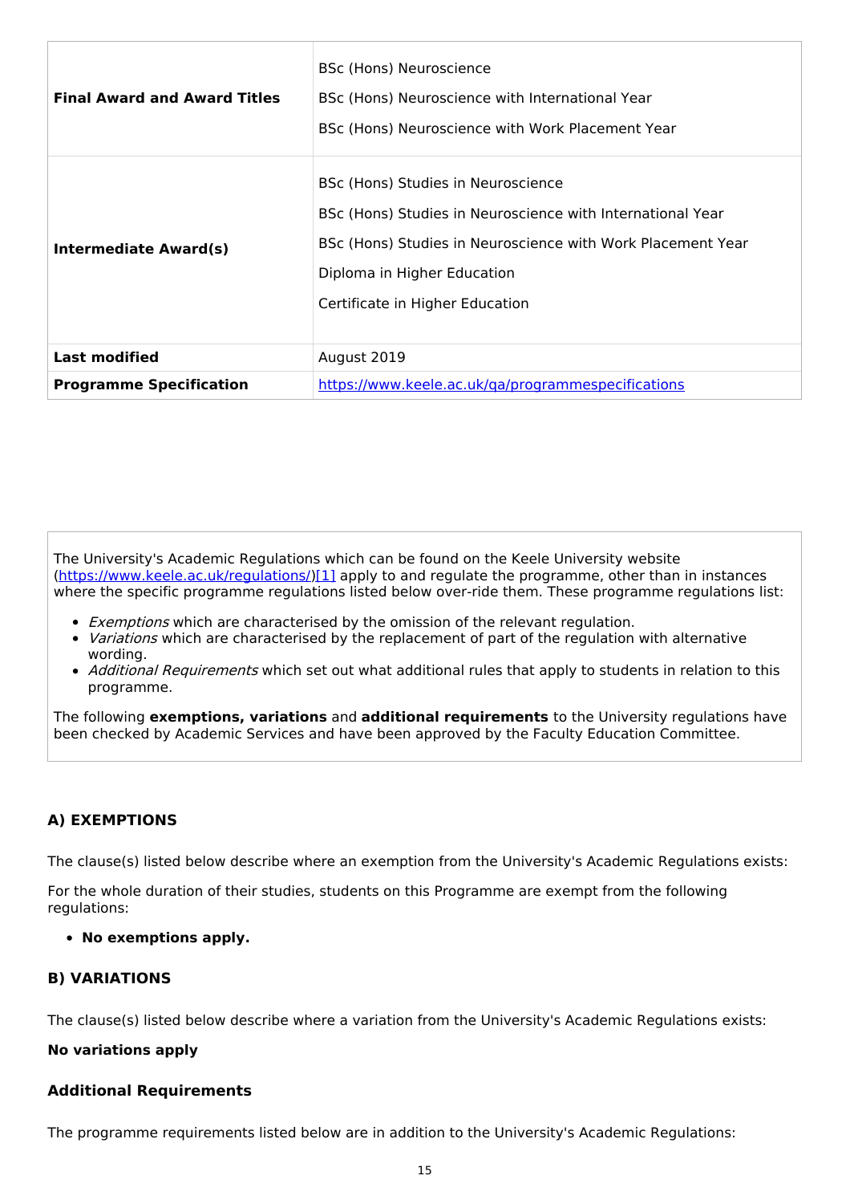| | |
|---|---|
| **Final Award and Award Titles** | BSc (Hons) Neuroscience<br>BSc (Hons) Neuroscience with International Year<br>BSc (Hons) Neuroscience with Work Placement Year |
| **Intermediate Award(s)** | BSc (Hons) Studies in Neuroscience<br>BSc (Hons) Studies in Neuroscience with International Year<br>BSc (Hons) Studies in Neuroscience with Work Placement Year<br>Diploma in Higher Education<br>Certificate in Higher Education |
| **Last modified** | August 2019 |
| **Programme Specification** | https://www.keele.ac.uk/qa/programmespecifications |

The University's Academic Regulations which can be found on the Keele University website (https://www.keele.ac.uk/regulations/)[1] apply to and regulate the programme, other than in instances where the specific programme regulations listed below over-ride them. These programme regulations list:

- *Exemptions* which are characterised by the omission of the relevant regulation.
- *Variations* which are characterised by the replacement of part of the regulation with alternative wording.
- *Additional Requirements* which set out what additional rules that apply to students in relation to this programme.

The following **exemptions, variations** and **additional requirements** to the University regulations have been checked by Academic Services and have been approved by the Faculty Education Committee.

### A) EXEMPTIONS

The clause(s) listed below describe where an exemption from the University's Academic Regulations exists:

For the whole duration of their studies, students on this Programme are exempt from the following regulations:

- **No exemptions apply.**

### B) VARIATIONS

The clause(s) listed below describe where a variation from the University's Academic Regulations exists:

**No variations apply**

### Additional Requirements

The programme requirements listed below are in addition to the University's Academic Regulations: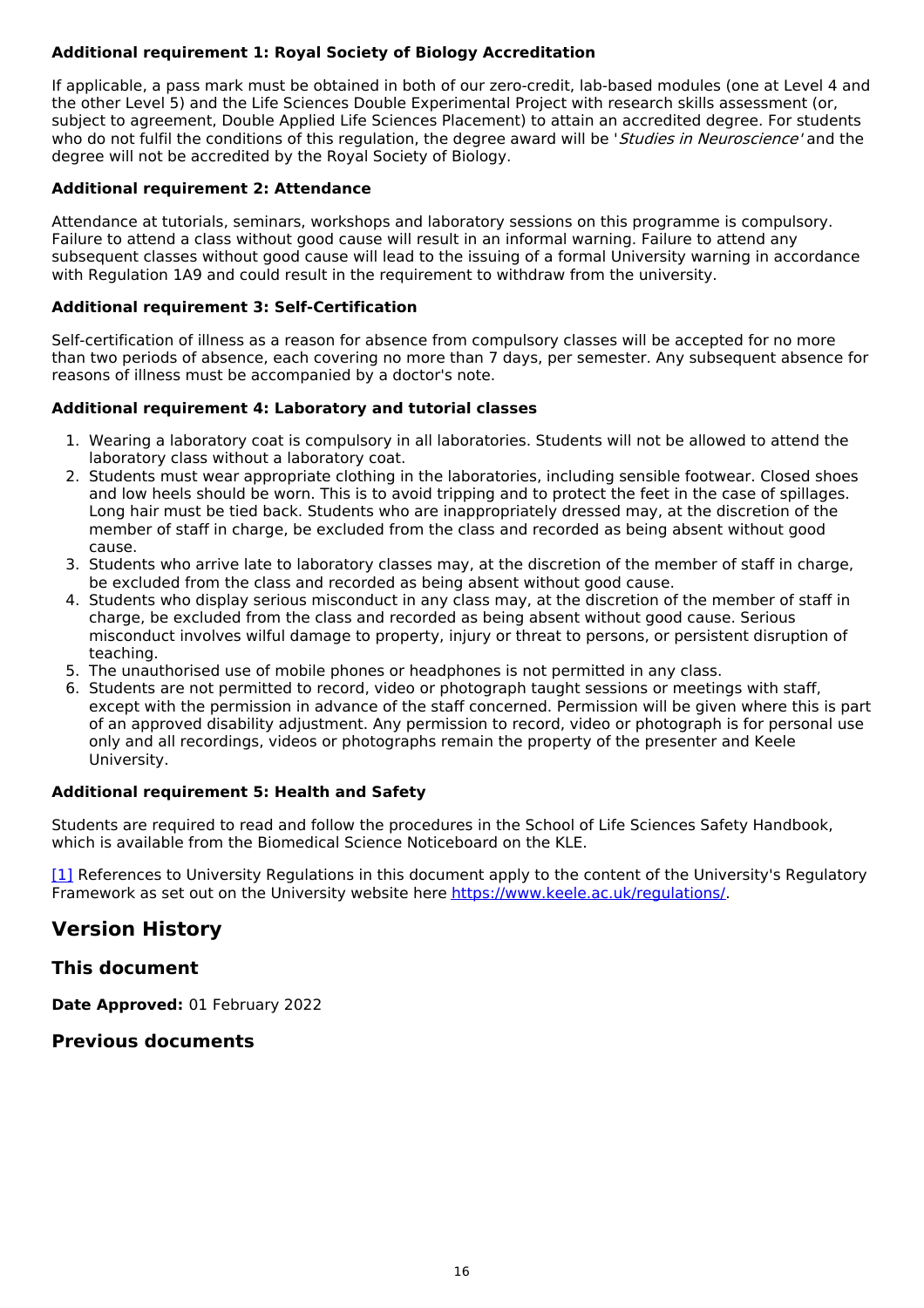**Additional requirement 1: Royal Society of Biology Accreditation**

If applicable, a pass mark must be obtained in both of our zero-credit, lab-based modules (one at Level 4 and the other Level 5) and the Life Sciences Double Experimental Project with research skills assessment (or, subject to agreement, Double Applied Life Sciences Placement) to attain an accredited degree. For students who do not fulfil the conditions of this regulation, the degree award will be '*Studies in Neuroscience*' and the degree will not be accredited by the Royal Society of Biology.

**Additional requirement 2: Attendance**

Attendance at tutorials, seminars, workshops and laboratory sessions on this programme is compulsory. Failure to attend a class without good cause will result in an informal warning. Failure to attend any subsequent classes without good cause will lead to the issuing of a formal University warning in accordance with Regulation 1A9 and could result in the requirement to withdraw from the university.

**Additional requirement 3: Self-Certification**

Self-certification of illness as a reason for absence from compulsory classes will be accepted for no more than two periods of absence, each covering no more than 7 days, per semester. Any subsequent absence for reasons of illness must be accompanied by a doctor's note.

**Additional requirement 4: Laboratory and tutorial classes**

1. Wearing a laboratory coat is compulsory in all laboratories. Students will not be allowed to attend the laboratory class without a laboratory coat.
2. Students must wear appropriate clothing in the laboratories, including sensible footwear. Closed shoes and low heels should be worn. This is to avoid tripping and to protect the feet in the case of spillages. Long hair must be tied back. Students who are inappropriately dressed may, at the discretion of the member of staff in charge, be excluded from the class and recorded as being absent without good cause.
3. Students who arrive late to laboratory classes may, at the discretion of the member of staff in charge, be excluded from the class and recorded as being absent without good cause.
4. Students who display serious misconduct in any class may, at the discretion of the member of staff in charge, be excluded from the class and recorded as being absent without good cause. Serious misconduct involves wilful damage to property, injury or threat to persons, or persistent disruption of teaching.
5. The unauthorised use of mobile phones or headphones is not permitted in any class.
6. Students are not permitted to record, video or photograph taught sessions or meetings with staff, except with the permission in advance of the staff concerned. Permission will be given where this is part of an approved disability adjustment. Any permission to record, video or photograph is for personal use only and all recordings, videos or photographs remain the property of the presenter and Keele University.

**Additional requirement 5: Health and Safety**

Students are required to read and follow the procedures in the School of Life Sciences Safety Handbook, which is available from the Biomedical Science Noticeboard on the KLE.

[1] References to University Regulations in this document apply to the content of the University's Regulatory Framework as set out on the University website here https://www.keele.ac.uk/regulations/.

## Version History

### This document

**Date Approved:** 01 February 2022

### Previous documents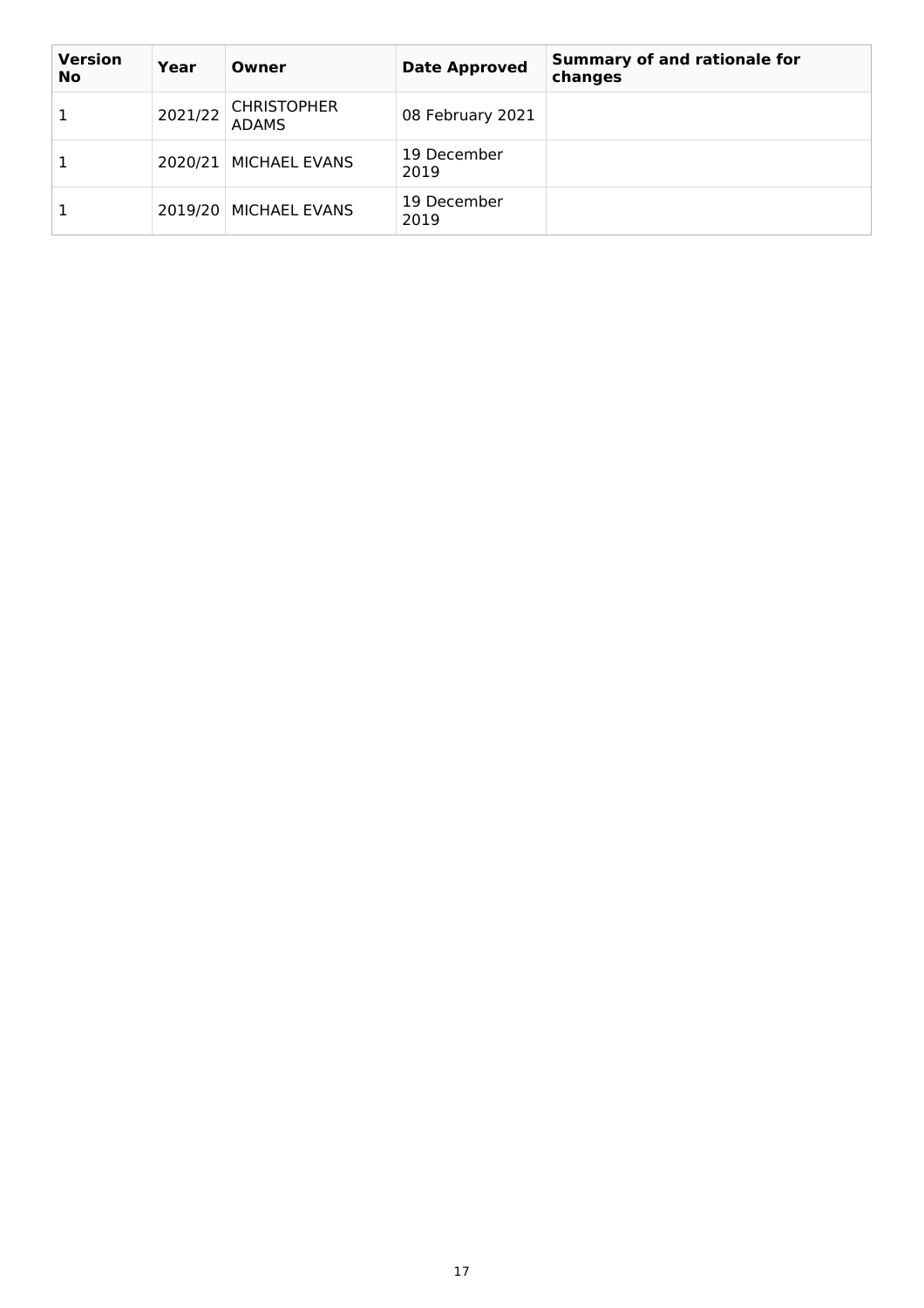| Version No | Year | Owner | Date Approved | Summary of and rationale for changes |
|---|---|---|---|---|
| 1 | 2021/22 | CHRISTOPHER ADAMS | 08 February 2021 | |
| 1 | 2020/21 | MICHAEL EVANS | 19 December 2019 | |
| 1 | 2019/20 | MICHAEL EVANS | 19 December 2019 | |